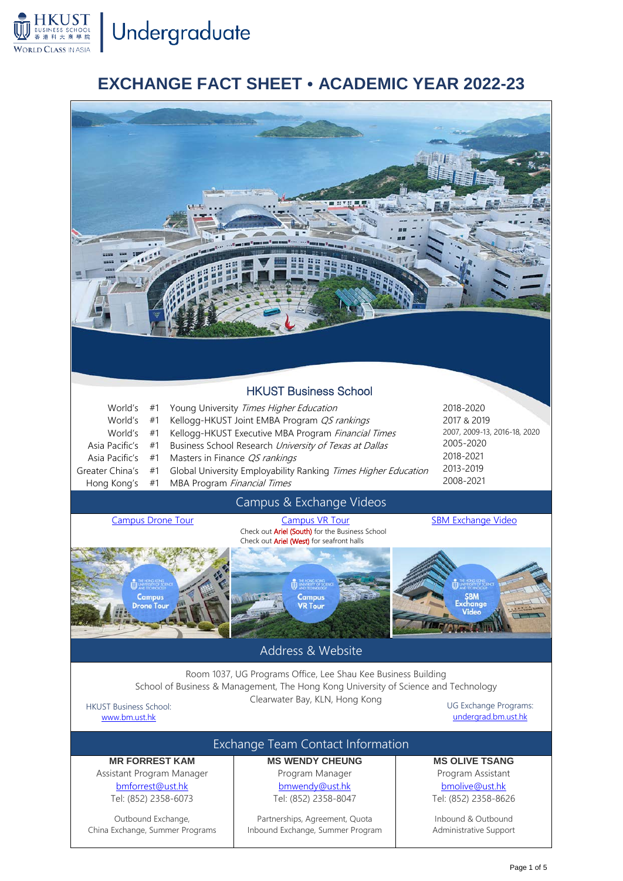# EXCHANGE FACT SHEET • ACADEMIC YEAR 2022-23

## HKUST Business School

| | | | |
|---|---|---|---|
| World's | #1 | Young University *Times Higher Education* | 2018-2020 |
| World's | #1 | Kellogg-HKUST Joint EMBA Program *QS rankings* | 2017 & 2019 |
| World's | #1 | Kellogg-HKUST Executive MBA Program *Financial Times* | 2007, 2009-13, 2016-18, 2020 |
| Asia Pacific's | #1 | Business School Research *University of Texas at Dallas* | 2005-2020 |
| Asia Pacific's | #1 | Masters in Finance *QS rankings* | 2018-2021 |
| Greater China's | #1 | Global University Employability Ranking *Times Higher Education* | 2013-2019 |
| Hong Kong's | #1 | MBA Program *Financial Times* | 2008-2021 |

## Campus & Exchange Videos

Campus Drone Tour

Campus VR Tour
Check out Ariel (South) for the Business School
Check out Ariel (West) for seafront halls

SBM Exchange Video

## Address & Website

Room 1037, UG Programs Office, Lee Shau Kee Business Building
School of Business & Management, The Hong Kong University of Science and Technology
Clearwater Bay, KLN, Hong Kong

HKUST Business School: www.bm.ust.hk

UG Exchange Programs: undergrad.bm.ust.hk

## Exchange Team Contact Information

| MR FORREST KAM | MS WENDY CHEUNG | MS OLIVE TSANG |
|---|---|---|
| Assistant Program Manager | Program Manager | Program Assistant |
| bmforrest@ust.hk | bmwendy@ust.hk | bmolive@ust.hk |
| Tel: (852) 2358-6073 | Tel: (852) 2358-8047 | Tel: (852) 2358-8626 |
| Outbound Exchange, China Exchange, Summer Programs | Partnerships, Agreement, Quota Inbound Exchange, Summer Program | Inbound & Outbound Administrative Support |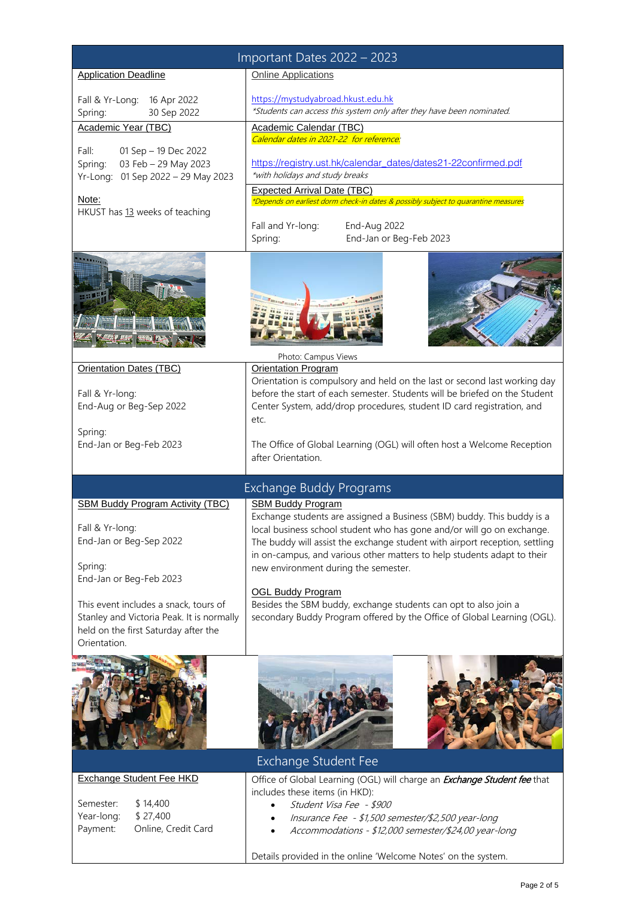## Important Dates 2022 – 2023

| Application Deadline | Online Applications |
|---|---|
| Fall & Yr-Long: 16 Apr 2022<br>Spring: 30 Sep 2022 | https://mystudyabroad.hkust.edu.hk<br>*\*Students can access this system only after they have been nominated.* |
| **Academic Year (TBC)**<br><br>Fall: 01 Sep – 19 Dec 2022<br>Spring: 03 Feb – 29 May 2023<br>Yr-Long: 01 Sep 2022 – 29 May 2023<br><br>Note:<br>HKUST has 13 weeks of teaching | **Academic Calendar (TBC)**<br>*Calendar dates in 2021-22 for reference:*<br><br>https://registry.ust.hk/calendar_dates/dates21-22confirmed.pdf<br>*\*with holidays and study breaks*<br><br>**Expected Arrival Date (TBC)**<br>*\*Depends on earliest dorm check-in dates & possibly subject to quarantine measures*<br><br>Fall and Yr-long: End-Aug 2022<br>Spring: End-Jan or Beg-Feb 2023 |

Photo: Campus Views

| Orientation Dates (TBC) | Orientation Program |
|---|---|
| Fall & Yr-long:<br>End-Aug or Beg-Sep 2022<br><br>Spring:<br>End-Jan or Beg-Feb 2023 | Orientation is compulsory and held on the last or second last working day before the start of each semester. Students will be briefed on the Student Center System, add/drop procedures, student ID card registration, and etc.<br><br>The Office of Global Learning (OGL) will often host a Welcome Reception after Orientation. |

## Exchange Buddy Programs

| SBM Buddy Program Activity (TBC) | SBM Buddy Program |
|---|---|
| Fall & Yr-long:<br>End-Jan or Beg-Sep 2022<br><br>Spring:<br>End-Jan or Beg-Feb 2023<br><br>This event includes a snack, tours of Stanley and Victoria Peak. It is normally held on the first Saturday after the Orientation. | Exchange students are assigned a Business (SBM) buddy. This buddy is a local business school student who has gone and/or will go on exchange. The buddy will assist the exchange student with airport reception, settling in on-campus, and various other matters to help students adapt to their new environment during the semester.<br><br>**OGL Buddy Program**<br>Besides the SBM buddy, exchange students can opt to also join a secondary Buddy Program offered by the Office of Global Learning (OGL). |

## Exchange Student Fee

| Exchange Student Fee HKD | |
|---|---|
| Semester: $ 14,400<br>Year-long: $ 27,400<br>Payment: Online, Credit Card | Office of Global Learning (OGL) will charge an ***Exchange Student fee*** that includes these items (in HKD):<br>• *Student Visa Fee - $900*<br>• *Insurance Fee - $1,500 semester/$2,500 year-long*<br>• *Accommodations - $12,000 semester/$24,00 year-long*<br><br>Details provided in the online 'Welcome Notes' on the system. |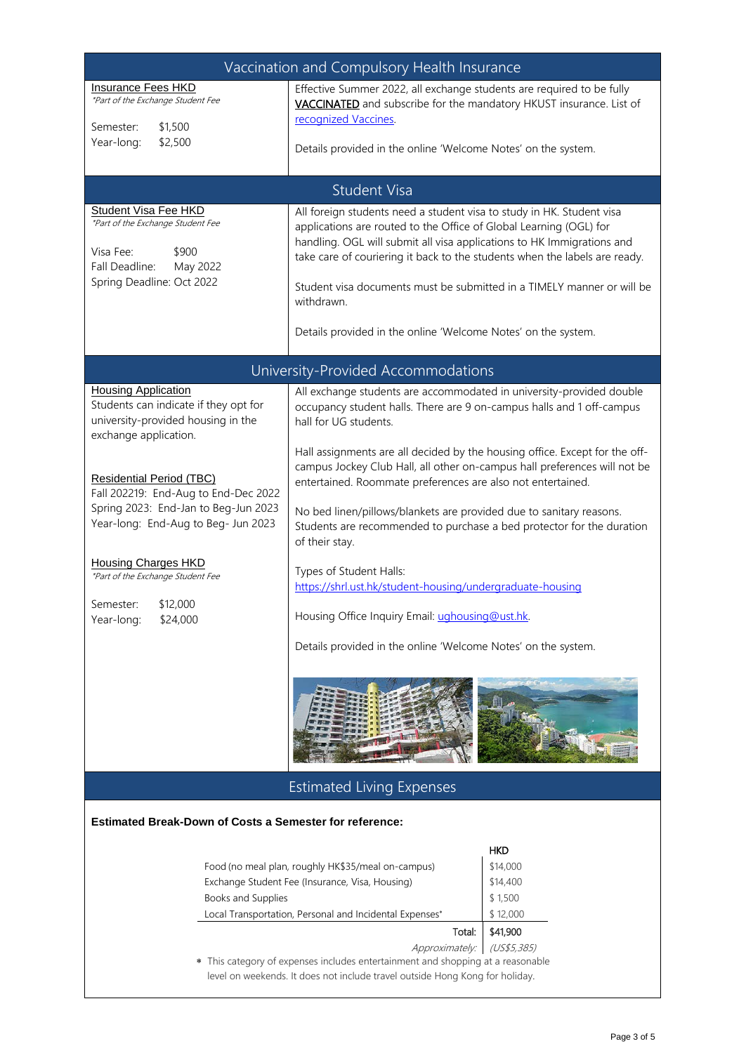## Vaccination and Compulsory Health Insurance

**Insurance Fees HKD**
*\*Part of the Exchange Student Fee*

Semester: $1,500
Year-long: $2,500

Effective Summer 2022, all exchange students are required to be fully **VACCINATED** and subscribe for the mandatory HKUST insurance. List of recognized Vaccines.

Details provided in the online 'Welcome Notes' on the system.

## Student Visa

**Student Visa Fee HKD**
*\*Part of the Exchange Student Fee*

Visa Fee: $900
Fall Deadline: May 2022
Spring Deadline: Oct 2022

All foreign students need a student visa to study in HK. Student visa applications are routed to the Office of Global Learning (OGL) for handling. OGL will submit all visa applications to HK Immigrations and take care of couriering it back to the students when the labels are ready.

Student visa documents must be submitted in a TIMELY manner or will be withdrawn.

Details provided in the online 'Welcome Notes' on the system.

## University-Provided Accommodations

**Housing Application**
Students can indicate if they opt for university-provided housing in the exchange application.

**Residential Period (TBC)**
Fall 202219: End-Aug to End-Dec 2022
Spring 2023: End-Jan to Beg-Jun 2023
Year-long: End-Aug to Beg- Jun 2023

**Housing Charges HKD**
*\*Part of the Exchange Student Fee*

Semester: $12,000
Year-long: $24,000

All exchange students are accommodated in university-provided double occupancy student halls. There are 9 on-campus halls and 1 off-campus hall for UG students.

Hall assignments are all decided by the housing office. Except for the off-campus Jockey Club Hall, all other on-campus hall preferences will not be entertained. Roommate preferences are also not entertained.

No bed linen/pillows/blankets are provided due to sanitary reasons. Students are recommended to purchase a bed protector for the duration of their stay.

Types of Student Halls:
https://shrl.ust.hk/student-housing/undergraduate-housing

Housing Office Inquiry Email: ughousing@ust.hk.

Details provided in the online 'Welcome Notes' on the system.

## Estimated Living Expenses

**Estimated Break-Down of Costs a Semester for reference:**

| | HKD |
|---|---|
| Food (no meal plan, roughly HK$35/meal on-campus) | $14,000 |
| Exchange Student Fee (Insurance, Visa, Housing) | $14,400 |
| Books and Supplies | $ 1,500 |
| Local Transportation, Personal and Incidental Expenses* | $ 12,000 |
| Total: | **$41,900** |
| *Approximately:* | *(US$5,385)* |

\* This category of expenses includes entertainment and shopping at a reasonable level on weekends. It does not include travel outside Hong Kong for holiday.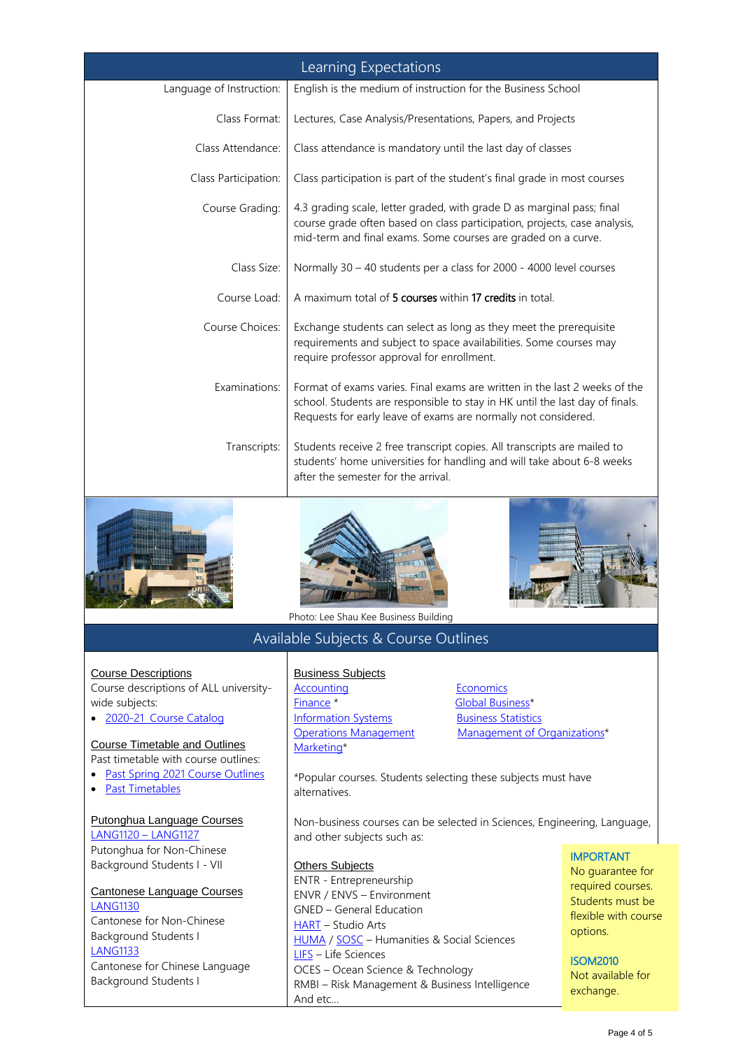## Learning Expectations

| | |
|---|---|
| Language of Instruction: | English is the medium of instruction for the Business School |
| Class Format: | Lectures, Case Analysis/Presentations, Papers, and Projects |
| Class Attendance: | Class attendance is mandatory until the last day of classes |
| Class Participation: | Class participation is part of the student's final grade in most courses |
| Course Grading: | 4.3 grading scale, letter graded, with grade D as marginal pass; final course grade often based on class participation, projects, case analysis, mid-term and final exams. Some courses are graded on a curve. |
| Class Size: | Normally 30 – 40 students per a class for 2000 - 4000 level courses |
| Course Load: | A maximum total of **5 courses** within **17 credits** in total. |
| Course Choices: | Exchange students can select as long as they meet the prerequisite requirements and subject to space availabilities. Some courses may require professor approval for enrollment. |
| Examinations: | Format of exams varies. Final exams are written in the last 2 weeks of the school. Students are responsible to stay in HK until the last day of finals. Requests for early leave of exams are normally not considered. |
| Transcripts: | Students receive 2 free transcript copies. All transcripts are mailed to students' home universities for handling and will take about 6-8 weeks after the semester for the arrival. |

Photo: Lee Shau Kee Business Building

## Available Subjects & Course Outlines

**Course Descriptions**
Course descriptions of ALL university-wide subjects:
- 2020-21 Course Catalog

**Course Timetable and Outlines**
Past timetable with course outlines:
- Past Spring 2021 Course Outlines
- Past Timetables

**Putonghua Language Courses**
LANG1120 – LANG1127
Putonghua for Non-Chinese Background Students I - VII

**Cantonese Language Courses**
LANG1130
Cantonese for Non-Chinese Background Students I
LANG1133
Cantonese for Chinese Language Background Students I

**Business Subjects**
- Accounting
- Finance *
- Information Systems
- Operations Management
- Marketing*
- Economics
- Global Business*
- Business Statistics
- Management of Organizations*

*Popular courses. Students selecting these subjects must have alternatives.

Non-business courses can be selected in Sciences, Engineering, Language, and other subjects such as:

**Others Subjects**
ENTR - Entrepreneurship
ENVR / ENVS – Environment
GNED – General Education
HART – Studio Arts
HUMA / SOSC – Humanities & Social Sciences
LIFS – Life Sciences
OCES – Ocean Science & Technology
RMBI – Risk Management & Business Intelligence
And etc…

**IMPORTANT**
No guarantee for required courses. Students must be flexible with course options.

**ISOM2010**
Not available for exchange.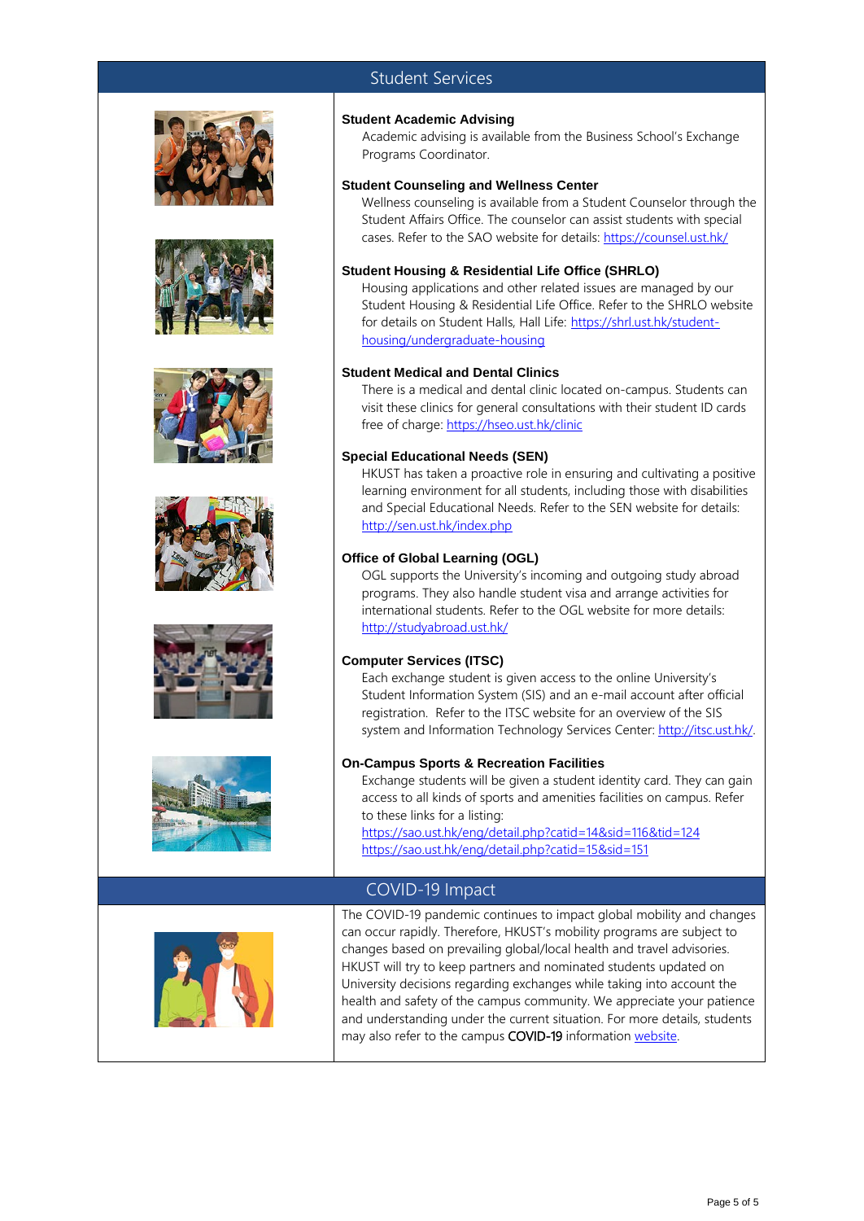## Student Services

**Student Academic Advising**

Academic advising is available from the Business School's Exchange Programs Coordinator.

**Student Counseling and Wellness Center**

Wellness counseling is available from a Student Counselor through the Student Affairs Office. The counselor can assist students with special cases. Refer to the SAO website for details: https://counsel.ust.hk/

**Student Housing & Residential Life Office (SHRLO)**

Housing applications and other related issues are managed by our Student Housing & Residential Life Office. Refer to the SHRLO website for details on Student Halls, Hall Life: https://shrl.ust.hk/student-housing/undergraduate-housing

**Student Medical and Dental Clinics**

There is a medical and dental clinic located on-campus. Students can visit these clinics for general consultations with their student ID cards free of charge: https://hseo.ust.hk/clinic

**Special Educational Needs (SEN)**

HKUST has taken a proactive role in ensuring and cultivating a positive learning environment for all students, including those with disabilities and Special Educational Needs. Refer to the SEN website for details: http://sen.ust.hk/index.php

**Office of Global Learning (OGL)**

OGL supports the University's incoming and outgoing study abroad programs. They also handle student visa and arrange activities for international students. Refer to the OGL website for more details: http://studyabroad.ust.hk/

**Computer Services (ITSC)**

Each exchange student is given access to the online University's Student Information System (SIS) and an e-mail account after official registration. Refer to the ITSC website for an overview of the SIS system and Information Technology Services Center: http://itsc.ust.hk/.

**On-Campus Sports & Recreation Facilities**

Exchange students will be given a student identity card. They can gain access to all kinds of sports and amenities facilities on campus. Refer to these links for a listing:

https://sao.ust.hk/eng/detail.php?catid=14&sid=116&tid=124
https://sao.ust.hk/eng/detail.php?catid=15&sid=151

## COVID-19 Impact

The COVID-19 pandemic continues to impact global mobility and changes can occur rapidly. Therefore, HKUST's mobility programs are subject to changes based on prevailing global/local health and travel advisories. HKUST will try to keep partners and nominated students updated on University decisions regarding exchanges while taking into account the health and safety of the campus community. We appreciate your patience and understanding under the current situation. For more details, students may also refer to the campus COVID-19 information website.